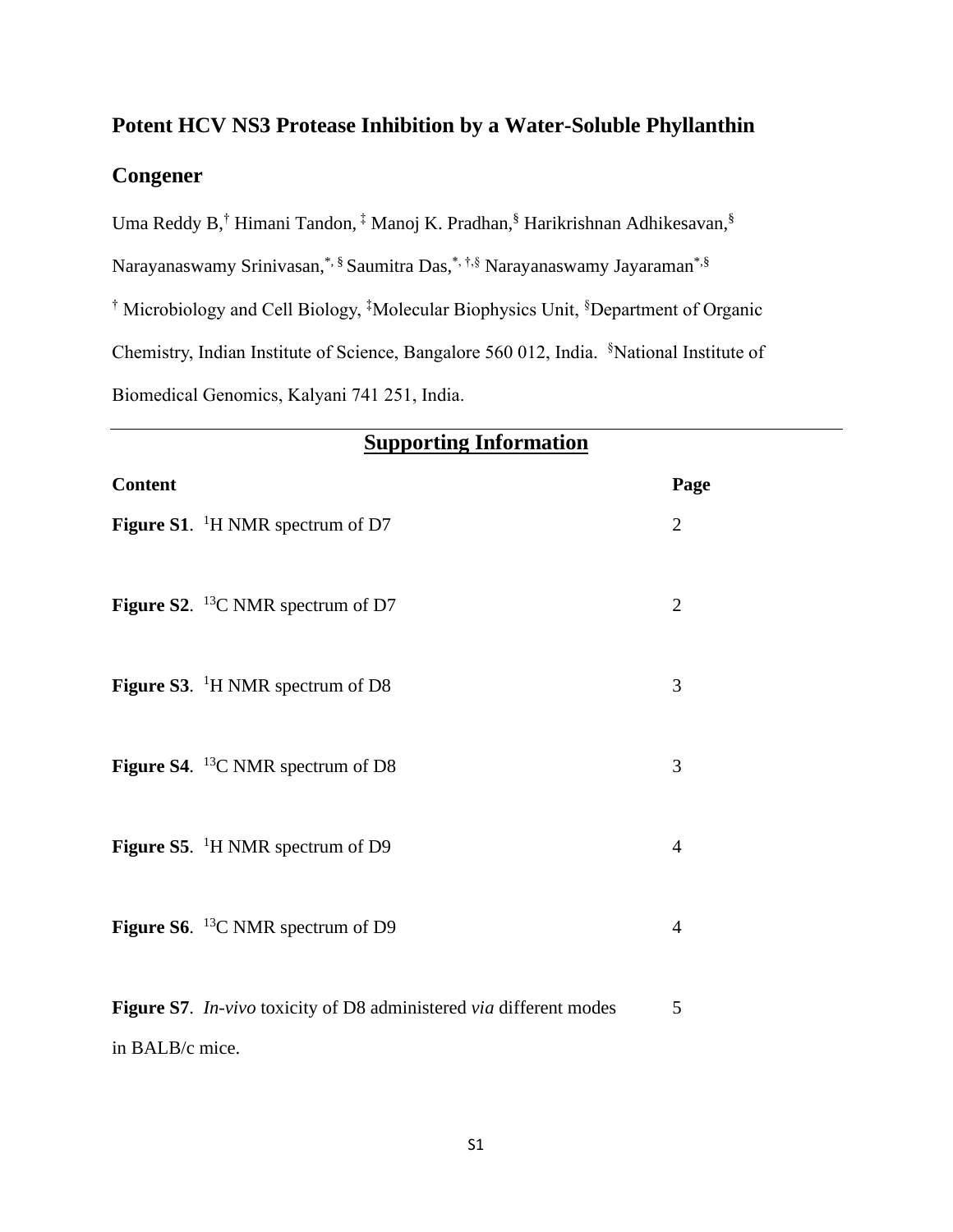# Potent HCV NS3 Protease Inhibition by a Water-Soluble Phyllanthin Congener

Uma Reddy B,[†] Himani Tandon,[‡] Manoj K. Pradhan,[§] Harikrishnan Adhikesavan,[§] Narayanaswamy Srinivasan,[*,§] Saumitra Das,[*,†,§] Narayanaswamy Jayaraman[*,§]

[†] Microbiology and Cell Biology, [‡]Molecular Biophysics Unit, [§]Department of Organic Chemistry, Indian Institute of Science, Bangalore 560 012, India. [§]National Institute of Biomedical Genomics, Kalyani 741 251, India.

---

## Supporting Information

| **Content** | **Page** |
|---|---|
| **Figure S1**. $^{1}$H NMR spectrum of D7 | 2 |
| **Figure S2**. $^{13}$C NMR spectrum of D7 | 2 |
| **Figure S3**. $^{1}$H NMR spectrum of D8 | 3 |
| **Figure S4**. $^{13}$C NMR spectrum of D8 | 3 |
| **Figure S5**. $^{1}$H NMR spectrum of D9 | 4 |
| **Figure S6**. $^{13}$C NMR spectrum of D9 | 4 |
| **Figure S7**. *In-vivo* toxicity of D8 administered *via* different modes in BALB/c mice. | 5 |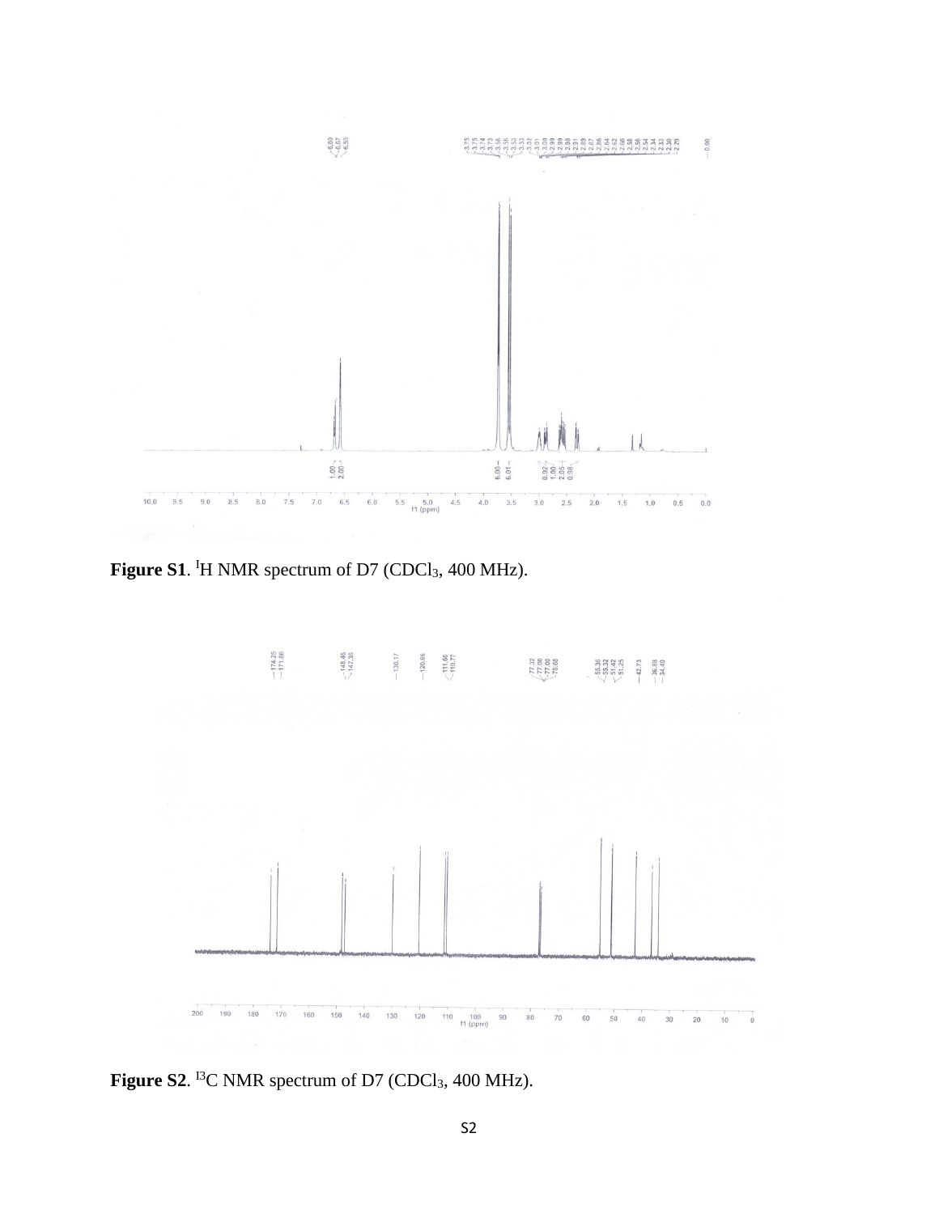Figure S1. $^{1}H$ NMR spectrum of D7 ($CDCl_3$, 400 MHz).

Figure S2. $^{13}C$ NMR spectrum of D7 ($CDCl_3$, 400 MHz).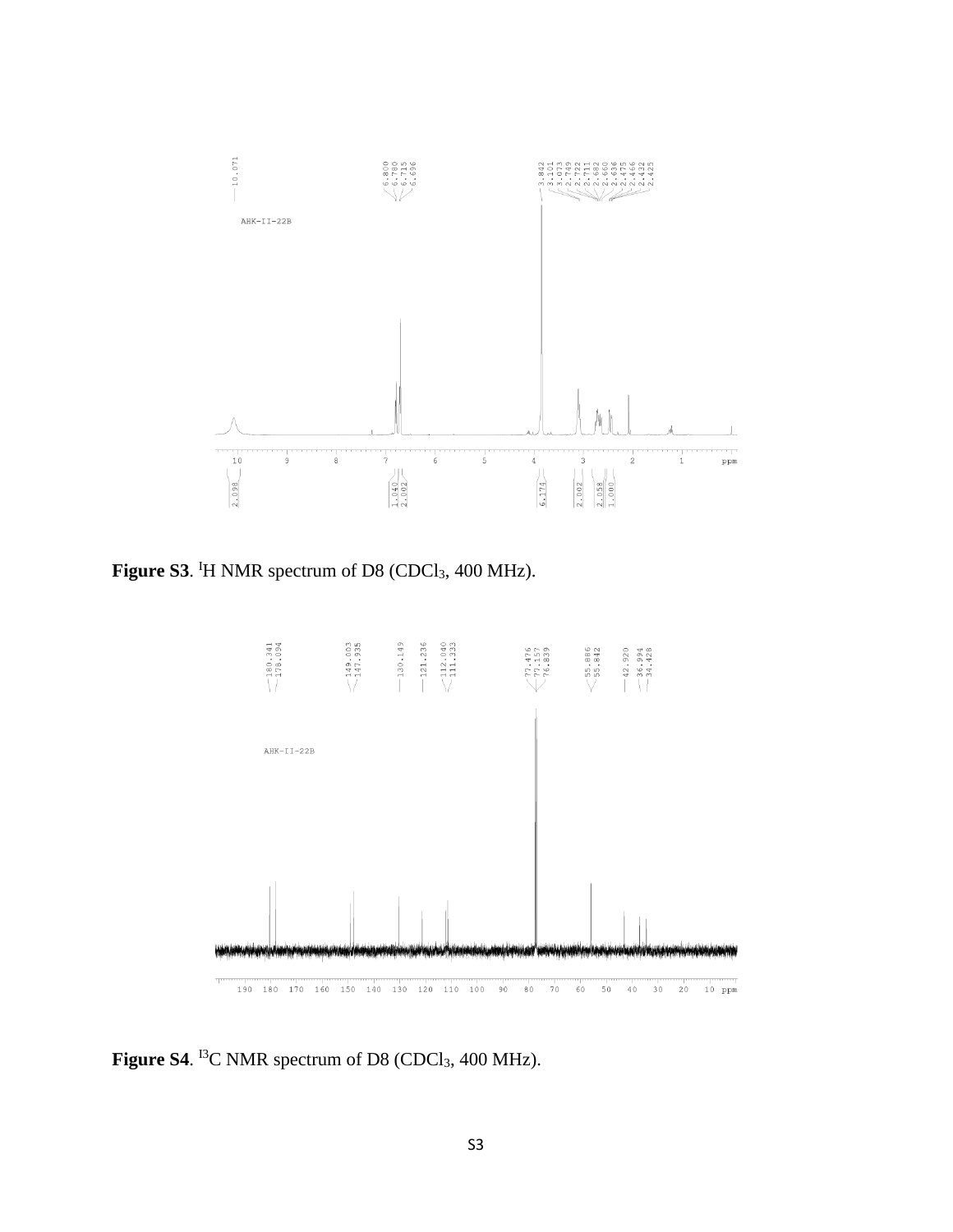**Figure S3**. $^1$H NMR spectrum of D8 ($CDCl_3$, 400 MHz).

**Figure S4**. $^{13}$C NMR spectrum of D8 ($CDCl_3$, 400 MHz).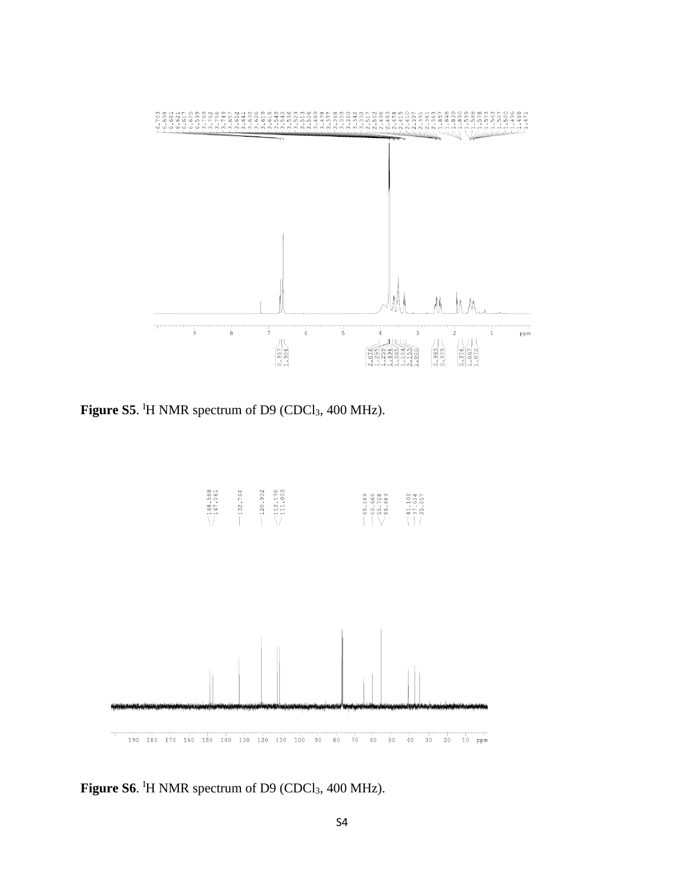**Figure S5**. $^{1}$H NMR spectrum of D9 ($CDCl_3$, 400 MHz).

**Figure S6**. $^{1}$H NMR spectrum of D9 ($CDCl_3$, 400 MHz).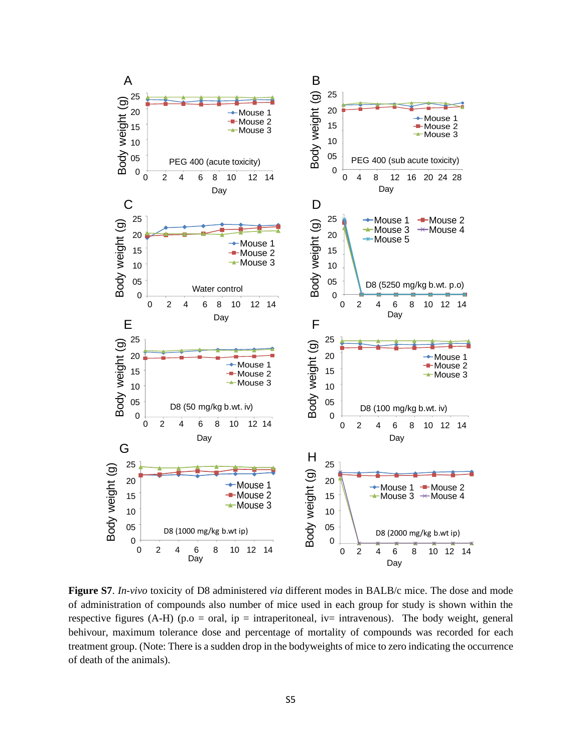A

Body weight (g)

25
20
15
10
05
0

0 2 4 6 8 10 12 14

Day

Mouse 1
Mouse 2
Mouse 3

PEG 400 (acute toxicity)

B

Body weight (g)

25
20
15
10
05
0

0 4 8 12 16 20 24 28

Day

Mouse 1
Mouse 2
Mouse 3

PEG 400 (sub acute toxicity)

C

Body weight (g)

25
20
15
10
05
0

0 2 4 6 8 10 12 14

Day

Mouse 1
Mouse 2
Mouse 3

Water control

D

Body weight (g)

25
20
15
10
05
0

0 2 4 6 8 10 12 14

Day

Mouse 1
Mouse 2
Mouse 3
Mouse 4
Mouse 5

D8 (5250 mg/kg b.wt. p.o)

E

Body weight (g)

25
20
15
10
05
0

0 2 4 6 8 10 12 14

Day

Mouse 1
Mouse 2
Mouse 3

D8 (50 mg/kg b.wt. iv)

F

Body weight (g)

25
20
15
10
05
0

0 2 4 6 8 10 12 14

Day

Mouse 1
Mouse 2
Mouse 3

D8 (100 mg/kg b.wt. iv)

G

Body weight (g)

25
20
15
10
05
0

0 2 4 6 8 10 12 14

Day

Mouse 1
Mouse 2
Mouse 3

D8 (1000 mg/kg b.wt ip)

H

Body weight (g)

25
20
15
10
05
0

0 2 4 6 8 10 12 14

Day

Mouse 1
Mouse 2
Mouse 3
Mouse 4

D8 (2000 mg/kg b.wt ip)

**Figure S7**. *In-vivo* toxicity of D8 administered *via* different modes in BALB/c mice. The dose and mode of administration of compounds also number of mice used in each group for study is shown within the respective figures (A-H) (p.o = oral, ip = intraperitoneal, iv= intravenous). The body weight, general behivour, maximum tolerance dose and percentage of mortality of compounds was recorded for each treatment group. (Note: There is a sudden drop in the bodyweights of mice to zero indicating the occurrence of death of the animals).